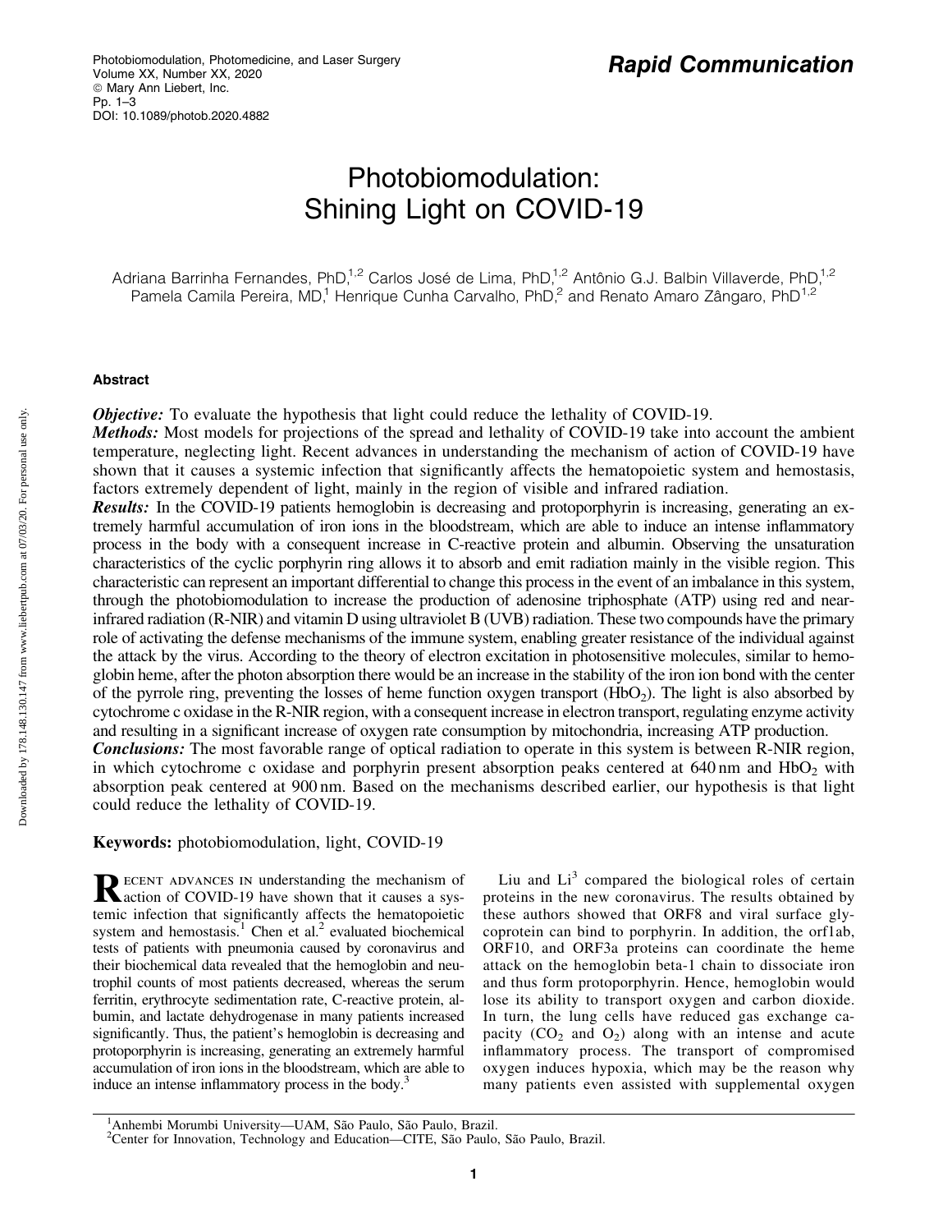Rapid Communication

# Photobiomodulation: Shining Light on COVID-19

Adriana Barrinha Fernandes, PhD,[1,2] Carlos José de Lima, PhD,[1,2] Antônio G.J. Balbin Villaverde, PhD,[1,2] Pamela Camila Pereira, MD,[1] Henrique Cunha Carvalho, PhD,[2] and Renato Amaro Zângaro, PhD[1,2]

## Abstract

***Objective:*** To evaluate the hypothesis that light could reduce the lethality of COVID-19.

***Methods:*** Most models for projections of the spread and lethality of COVID-19 take into account the ambient temperature, neglecting light. Recent advances in understanding the mechanism of action of COVID-19 have shown that it causes a systemic infection that significantly affects the hematopoietic system and hemostasis, factors extremely dependent of light, mainly in the region of visible and infrared radiation.

***Results:*** In the COVID-19 patients hemoglobin is decreasing and protoporphyrin is increasing, generating an extremely harmful accumulation of iron ions in the bloodstream, which are able to induce an intense inflammatory process in the body with a consequent increase in C-reactive protein and albumin. Observing the unsaturation characteristics of the cyclic porphyrin ring allows it to absorb and emit radiation mainly in the visible region. This characteristic can represent an important differential to change this process in the event of an imbalance in this system, through the photobiomodulation to increase the production of adenosine triphosphate (ATP) using red and near-infrared radiation (R-NIR) and vitamin D using ultraviolet B (UVB) radiation. These two compounds have the primary role of activating the defense mechanisms of the immune system, enabling greater resistance of the individual against the attack by the virus. According to the theory of electron excitation in photosensitive molecules, similar to hemoglobin heme, after the photon absorption there would be an increase in the stability of the iron ion bond with the center of the pyrrole ring, preventing the losses of heme function oxygen transport ($HbO_2$). The light is also absorbed by cytochrome c oxidase in the R-NIR region, with a consequent increase in electron transport, regulating enzyme activity and resulting in a significant increase of oxygen rate consumption by mitochondria, increasing ATP production.

***Conclusions:*** The most favorable range of optical radiation to operate in this system is between R-NIR region, in which cytochrome c oxidase and porphyrin present absorption peaks centered at 640 nm and $HbO_2$ with absorption peak centered at 900 nm. Based on the mechanisms described earlier, our hypothesis is that light could reduce the lethality of COVID-19.

**Keywords:** photobiomodulation, light, COVID-19

Recent advances in understanding the mechanism of action of COVID-19 have shown that it causes a systemic infection that significantly affects the hematopoietic system and hemostasis.[1] Chen et al.[2] evaluated biochemical tests of patients with pneumonia caused by coronavirus and their biochemical data revealed that the hemoglobin and neutrophil counts of most patients decreased, whereas the serum ferritin, erythrocyte sedimentation rate, C-reactive protein, albumin, and lactate dehydrogenase in many patients increased significantly. Thus, the patient's hemoglobin is decreasing and protoporphyrin is increasing, generating an extremely harmful accumulation of iron ions in the bloodstream, which are able to induce an intense inflammatory process in the body.[3]

Liu and Li[3] compared the biological roles of certain proteins in the new coronavirus. The results obtained by these authors showed that ORF8 and viral surface glycoprotein can bind to porphyrin. In addition, the orf1ab, ORF10, and ORF3a proteins can coordinate the heme attack on the hemoglobin beta-1 chain to dissociate iron and thus form protoporphyrin. Hence, hemoglobin would lose its ability to transport oxygen and carbon dioxide. In turn, the lung cells have reduced gas exchange capacity ($CO_2$ and $O_2$) along with an intense and acute inflammatory process. The transport of compromised oxygen induces hypoxia, which may be the reason why many patients even assisted with supplemental oxygen

[1]Anhembi Morumbi University—UAM, São Paulo, São Paulo, Brazil.
[2]Center for Innovation, Technology and Education—CITE, São Paulo, São Paulo, Brazil.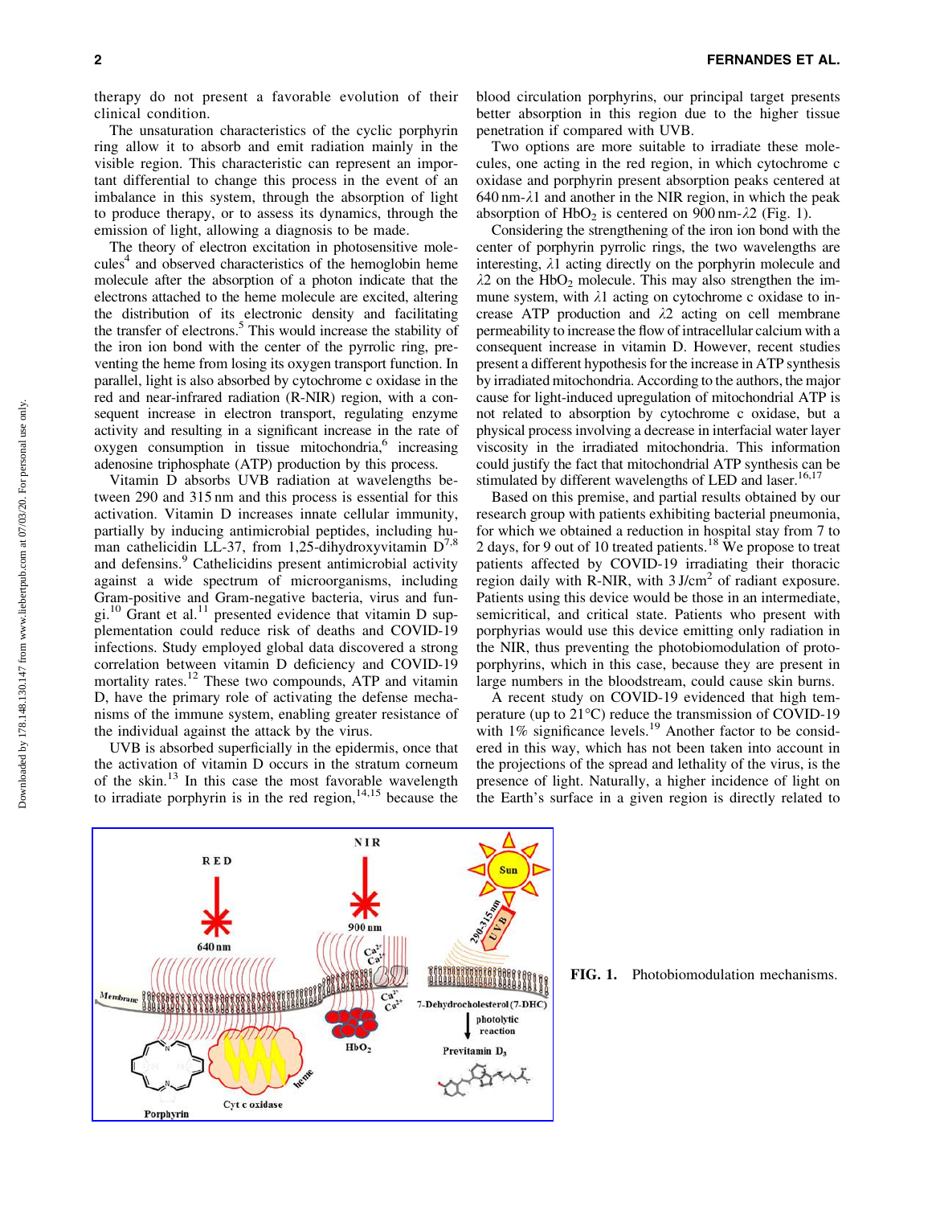therapy do not present a favorable evolution of their clinical condition.

The unsaturation characteristics of the cyclic porphyrin ring allow it to absorb and emit radiation mainly in the visible region. This characteristic can represent an important differential to change this process in the event of an imbalance in this system, through the absorption of light to produce therapy, or to assess its dynamics, through the emission of light, allowing a diagnosis to be made.

The theory of electron excitation in photosensitive molecules[4] and observed characteristics of the hemoglobin heme molecule after the absorption of a photon indicate that the electrons attached to the heme molecule are excited, altering the distribution of its electronic density and facilitating the transfer of electrons.[5] This would increase the stability of the iron ion bond with the center of the pyrrolic ring, preventing the heme from losing its oxygen transport function. In parallel, light is also absorbed by cytochrome c oxidase in the red and near-infrared radiation (R-NIR) region, with a consequent increase in electron transport, regulating enzyme activity and resulting in a significant increase in the rate of oxygen consumption in tissue mitochondria,[6] increasing adenosine triphosphate (ATP) production by this process.

Vitamin D absorbs UVB radiation at wavelengths between 290 and 315 nm and this process is essential for this activation. Vitamin D increases innate cellular immunity, partially by inducing antimicrobial peptides, including human cathelicidin LL-37, from 1,25-dihydroxyvitamin D[7,8] and defensins.[9] Cathelicidins present antimicrobial activity against a wide spectrum of microorganisms, including Gram-positive and Gram-negative bacteria, virus and fungi.[10] Grant et al.[11] presented evidence that vitamin D supplementation could reduce risk of deaths and COVID-19 infections. Study employed global data discovered a strong correlation between vitamin D deficiency and COVID-19 mortality rates.[12] These two compounds, ATP and vitamin D, have the primary role of activating the defense mechanisms of the immune system, enabling greater resistance of the individual against the attack by the virus.

UVB is absorbed superficially in the epidermis, once that the activation of vitamin D occurs in the stratum corneum of the skin.[13] In this case the most favorable wavelength to irradiate porphyrin is in the red region,[14,15] because the blood circulation porphyrins, our principal target presents better absorption in this region due to the higher tissue penetration if compared with UVB.

Two options are more suitable to irradiate these molecules, one acting in the red region, in which cytochrome c oxidase and porphyrin present absorption peaks centered at 640 nm-$\lambda 1$ and another in the NIR region, in which the peak absorption of $HbO_2$ is centered on 900 nm-$\lambda 2$ (Fig. 1).

Considering the strengthening of the iron ion bond with the center of porphyrin pyrrolic rings, the two wavelengths are interesting, $\lambda 1$ acting directly on the porphyrin molecule and $\lambda 2$ on the $HbO_2$ molecule. This may also strengthen the immune system, with $\lambda 1$ acting on cytochrome c oxidase to increase ATP production and $\lambda 2$ acting on cell membrane permeability to increase the flow of intracellular calcium with a consequent increase in vitamin D. However, recent studies present a different hypothesis for the increase in ATP synthesis by irradiated mitochondria. According to the authors, the major cause for light-induced upregulation of mitochondrial ATP is not related to absorption by cytochrome c oxidase, but a physical process involving a decrease in interfacial water layer viscosity in the irradiated mitochondria. This information could justify the fact that mitochondrial ATP synthesis can be stimulated by different wavelengths of LED and laser.[16,17]

Based on this premise, and partial results obtained by our research group with patients exhibiting bacterial pneumonia, for which we obtained a reduction in hospital stay from 7 to 2 days, for 9 out of 10 treated patients.[18] We propose to treat patients affected by COVID-19 irradiating their thoracic region daily with R-NIR, with 3 J/cm$^2$ of radiant exposure. Patients using this device would be those in an intermediate, semicritical, and critical state. Patients who present with porphyrias would use this device emitting only radiation in the NIR, thus preventing the photobiomodulation of protoporphyrins, which in this case, because they are present in large numbers in the bloodstream, could cause skin burns.

A recent study on COVID-19 evidenced that high temperature (up to 21°C) reduce the transmission of COVID-19 with 1% significance levels.[19] Another factor to be considered in this way, which has not been taken into account in the projections of the spread and lethality of the virus, is the presence of light. Naturally, a higher incidence of light on the Earth's surface in a given region is directly related to

FIG. 1. Photobiomodulation mechanisms.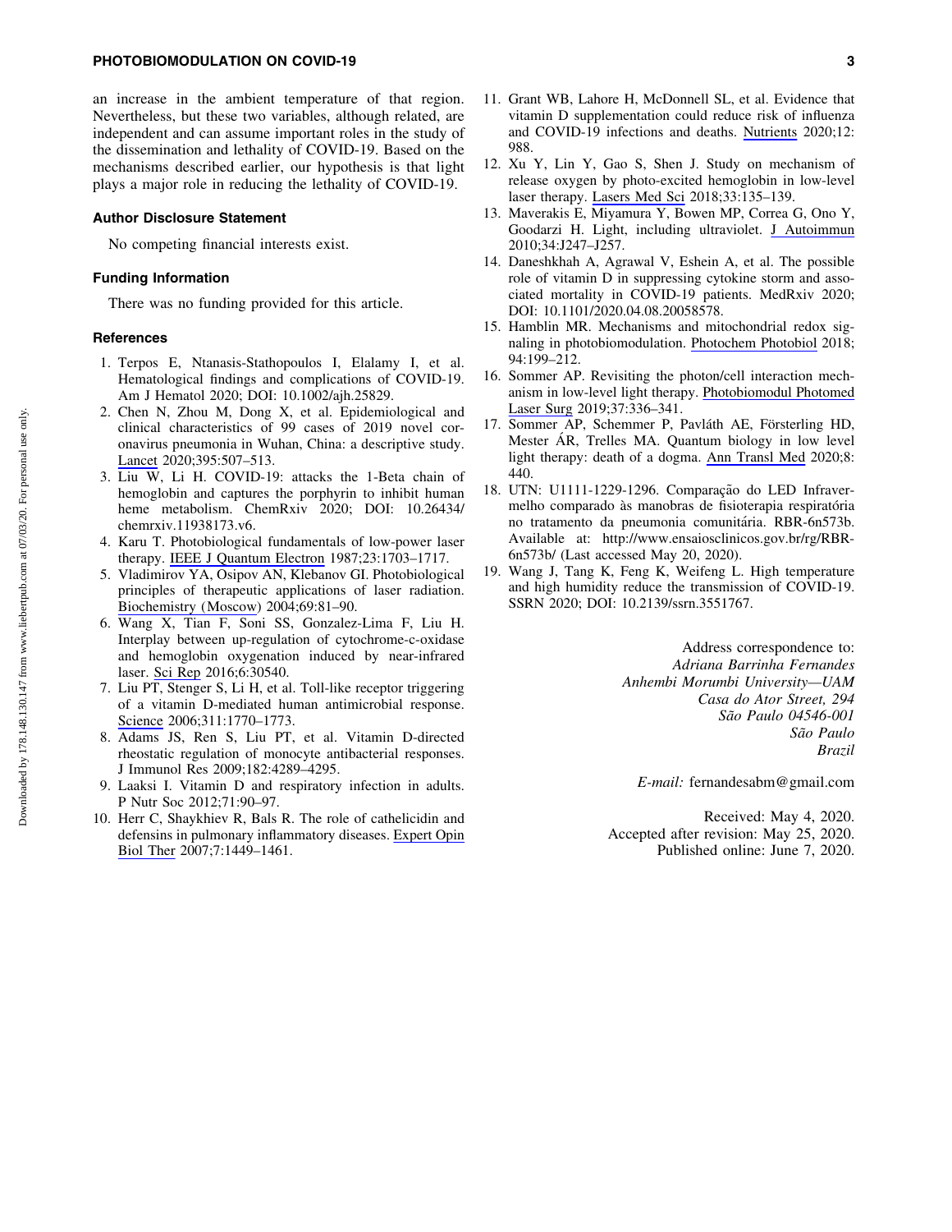an increase in the ambient temperature of that region. Nevertheless, but these two variables, although related, are independent and can assume important roles in the study of the dissemination and lethality of COVID-19. Based on the mechanisms described earlier, our hypothesis is that light plays a major role in reducing the lethality of COVID-19.

### Author Disclosure Statement

No competing financial interests exist.

### Funding Information

There was no funding provided for this article.

### References

1. Terpos E, Ntanasis-Stathopoulos I, Elalamy I, et al. Hematological findings and complications of COVID-19. Am J Hematol 2020; DOI: 10.1002/ajh.25829.
2. Chen N, Zhou M, Dong X, et al. Epidemiological and clinical characteristics of 99 cases of 2019 novel coronavirus pneumonia in Wuhan, China: a descriptive study. Lancet 2020;395:507–513.
3. Liu W, Li H. COVID-19: attacks the 1-Beta chain of hemoglobin and captures the porphyrin to inhibit human heme metabolism. ChemRxiv 2020; DOI: 10.26434/chemrxiv.11938173.v6.
4. Karu T. Photobiological fundamentals of low-power laser therapy. IEEE J Quantum Electron 1987;23:1703–1717.
5. Vladimirov YA, Osipov AN, Klebanov GI. Photobiological principles of therapeutic applications of laser radiation. Biochemistry (Moscow) 2004;69:81–90.
6. Wang X, Tian F, Soni SS, Gonzalez-Lima F, Liu H. Interplay between up-regulation of cytochrome-c-oxidase and hemoglobin oxygenation induced by near-infrared laser. Sci Rep 2016;6:30540.
7. Liu PT, Stenger S, Li H, et al. Toll-like receptor triggering of a vitamin D-mediated human antimicrobial response. Science 2006;311:1770–1773.
8. Adams JS, Ren S, Liu PT, et al. Vitamin D-directed rheostatic regulation of monocyte antibacterial responses. J Immunol Res 2009;182:4289–4295.
9. Laaksi I. Vitamin D and respiratory infection in adults. P Nutr Soc 2012;71:90–97.
10. Herr C, Shaykhiev R, Bals R. The role of cathelicidin and defensins in pulmonary inflammatory diseases. Expert Opin Biol Ther 2007;7:1449–1461.
11. Grant WB, Lahore H, McDonnell SL, et al. Evidence that vitamin D supplementation could reduce risk of influenza and COVID-19 infections and deaths. Nutrients 2020;12:988.
12. Xu Y, Lin Y, Gao S, Shen J. Study on mechanism of release oxygen by photo-excited hemoglobin in low-level laser therapy. Lasers Med Sci 2018;33:135–139.
13. Maverakis E, Miyamura Y, Bowen MP, Correa G, Ono Y, Goodarzi H. Light, including ultraviolet. J Autoimmun 2010;34:J247–J257.
14. Daneshkhah A, Agrawal V, Eshein A, et al. The possible role of vitamin D in suppressing cytokine storm and associated mortality in COVID-19 patients. MedRxiv 2020; DOI: 10.1101/2020.04.08.20058578.
15. Hamblin MR. Mechanisms and mitochondrial redox signaling in photobiomodulation. Photochem Photobiol 2018;94:199–212.
16. Sommer AP. Revisiting the photon/cell interaction mechanism in low-level light therapy. Photobiomodul Photomed Laser Surg 2019;37:336–341.
17. Sommer AP, Schemmer P, Pavláth AE, Försterling HD, Mester ÁR, Trelles MA. Quantum biology in low level light therapy: death of a dogma. Ann Transl Med 2020;8:440.
18. UTN: U1111-1229-1296. Comparação do LED Infravermelho comparado às manobras de fisioterapia respiratória no tratamento da pneumonia comunitária. RBR-6n573b. Available at: http://www.ensaiosclinicos.gov.br/rg/RBR-6n573b/ (Last accessed May 20, 2020).
19. Wang J, Tang K, Feng K, Weifeng L. High temperature and high humidity reduce the transmission of COVID-19. SSRN 2020; DOI: 10.2139/ssrn.3551767.

Address correspondence to:
*Adriana Barrinha Fernandes*
*Anhembi Morumbi University—UAM*
*Casa do Ator Street, 294*
*São Paulo 04546-001*
*São Paulo*
*Brazil*

*E-mail:* fernandesabm@gmail.com

Received: May 4, 2020.
Accepted after revision: May 25, 2020.
Published online: June 7, 2020.